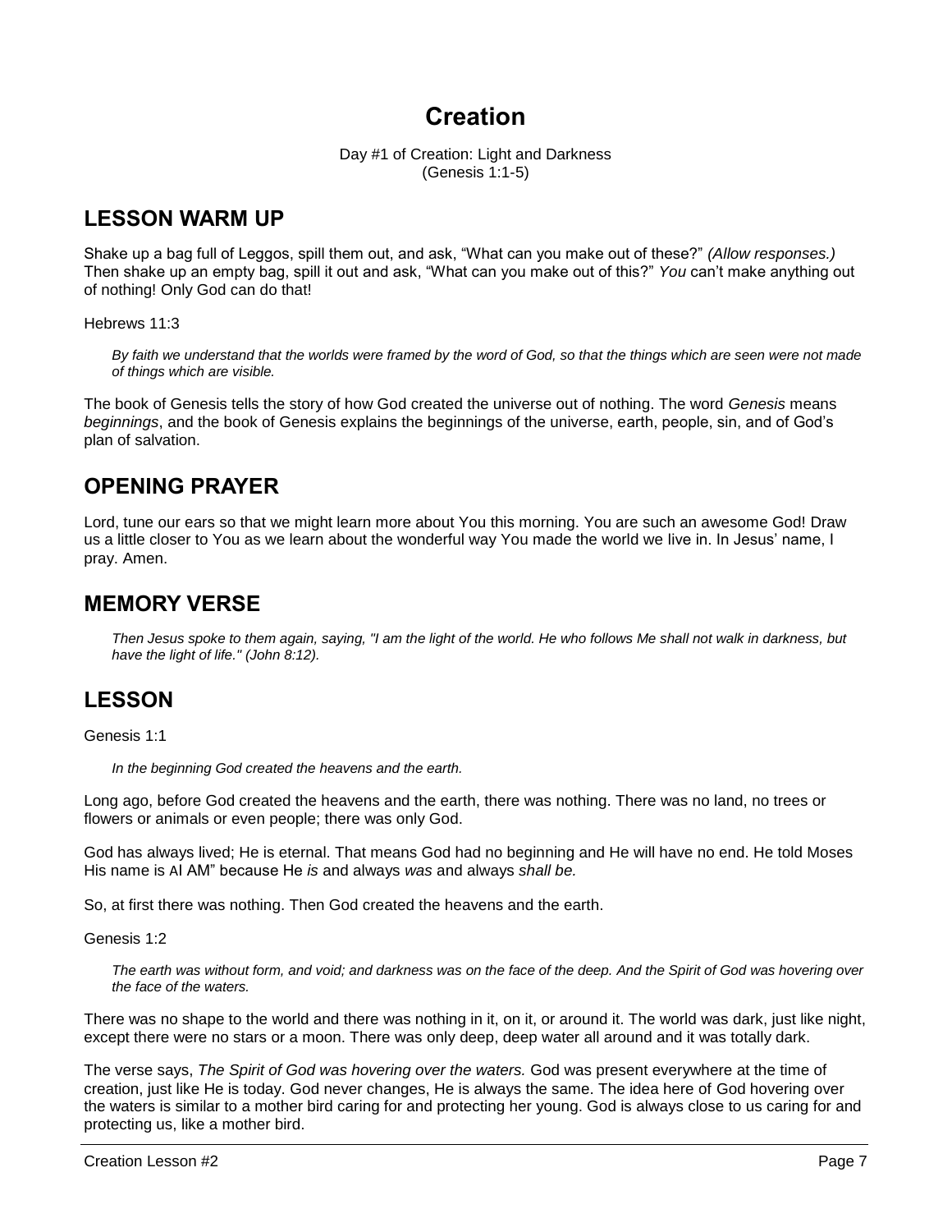# Creation

Day #1 of Creation: Light and Darkness
(Genesis 1:1-5)

## LESSON WARM UP

Shake up a bag full of Leggos, spill them out, and ask, “What can you make out of these?” *(Allow responses.)* Then shake up an empty bag, spill it out and ask, “What can you make out of this?” *You* can’t make anything out of nothing! Only God can do that!

Hebrews 11:3

> *By faith we understand that the worlds were framed by the word of God, so that the things which are seen were not made of things which are visible.*

The book of Genesis tells the story of how God created the universe out of nothing. The word *Genesis* means *beginnings*, and the book of Genesis explains the beginnings of the universe, earth, people, sin, and of God’s plan of salvation.

## OPENING PRAYER

Lord, tune our ears so that we might learn more about You this morning. You are such an awesome God! Draw us a little closer to You as we learn about the wonderful way You made the world we live in. In Jesus’ name, I pray. Amen.

## MEMORY VERSE

> *Then Jesus spoke to them again, saying, "I am the light of the world. He who follows Me shall not walk in darkness, but have the light of life." (John 8:12).*

## LESSON

Genesis 1:1

> *In the beginning God created the heavens and the earth.*

Long ago, before God created the heavens and the earth, there was nothing. There was no land, no trees or flowers or animals or even people; there was only God.

God has always lived; He is eternal. That means God had no beginning and He will have no end. He told Moses His name is AI AM” because He *is* and always *was* and always *shall be.*

So, at first there was nothing. Then God created the heavens and the earth.

Genesis 1:2

> *The earth was without form, and void; and darkness was on the face of the deep. And the Spirit of God was hovering over the face of the waters.*

There was no shape to the world and there was nothing in it, on it, or around it. The world was dark, just like night, except there were no stars or a moon. There was only deep, deep water all around and it was totally dark.

The verse says, *The Spirit of God was hovering over the waters.* God was present everywhere at the time of creation, just like He is today. God never changes, He is always the same. The idea here of God hovering over the waters is similar to a mother bird caring for and protecting her young. God is always close to us caring for and protecting us, like a mother bird.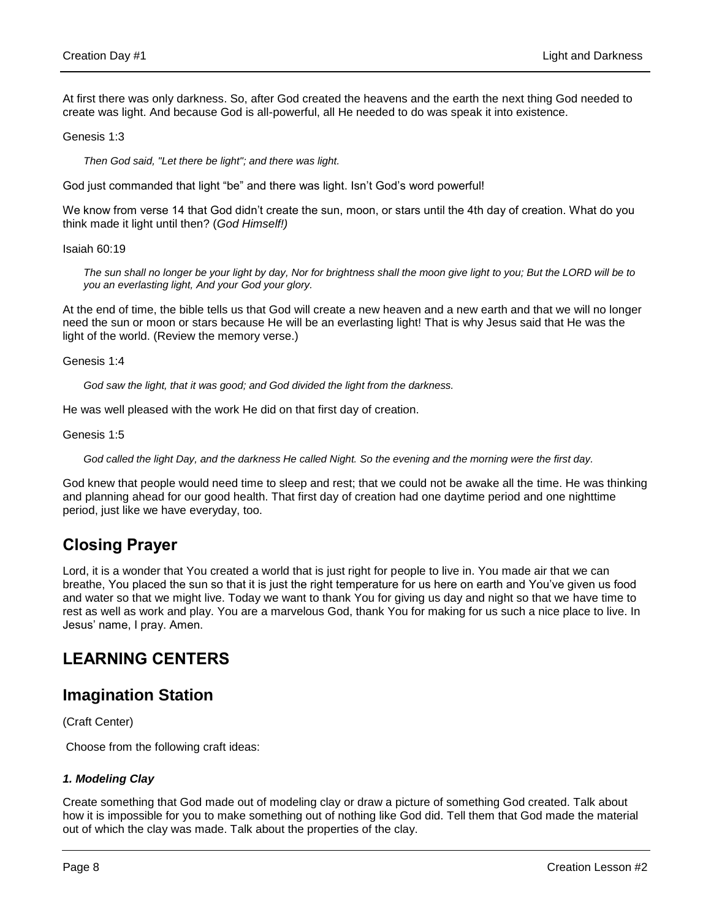At first there was only darkness. So, after God created the heavens and the earth the next thing God needed to create was light. And because God is all-powerful, all He needed to do was speak it into existence.

Genesis 1:3

> *Then God said, "Let there be light"; and there was light.*

God just commanded that light "be" and there was light. Isn't God's word powerful!

We know from verse 14 that God didn't create the sun, moon, or stars until the 4th day of creation. What do you think made it light until then? (*God Himself!)*

Isaiah 60:19

> *The sun shall no longer be your light by day, Nor for brightness shall the moon give light to you; But the LORD will be to you an everlasting light, And your God your glory.*

At the end of time, the bible tells us that God will create a new heaven and a new earth and that we will no longer need the sun or moon or stars because He will be an everlasting light! That is why Jesus said that He was the light of the world. (Review the memory verse.)

Genesis 1:4

> *God saw the light, that it was good; and God divided the light from the darkness.*

He was well pleased with the work He did on that first day of creation.

Genesis 1:5

> *God called the light Day, and the darkness He called Night. So the evening and the morning were the first day.*

God knew that people would need time to sleep and rest; that we could not be awake all the time. He was thinking and planning ahead for our good health. That first day of creation had one daytime period and one nighttime period, just like we have everyday, too.

## Closing Prayer

Lord, it is a wonder that You created a world that is just right for people to live in. You made air that we can breathe, You placed the sun so that it is just the right temperature for us here on earth and You've given us food and water so that we might live. Today we want to thank You for giving us day and night so that we have time to rest as well as work and play. You are a marvelous God, thank You for making for us such a nice place to live. In Jesus' name, I pray. Amen.

## LEARNING CENTERS

## Imagination Station

(Craft Center)

Choose from the following craft ideas:

#### *1. Modeling Clay*

Create something that God made out of modeling clay or draw a picture of something God created. Talk about how it is impossible for you to make something out of nothing like God did. Tell them that God made the material out of which the clay was made. Talk about the properties of the clay.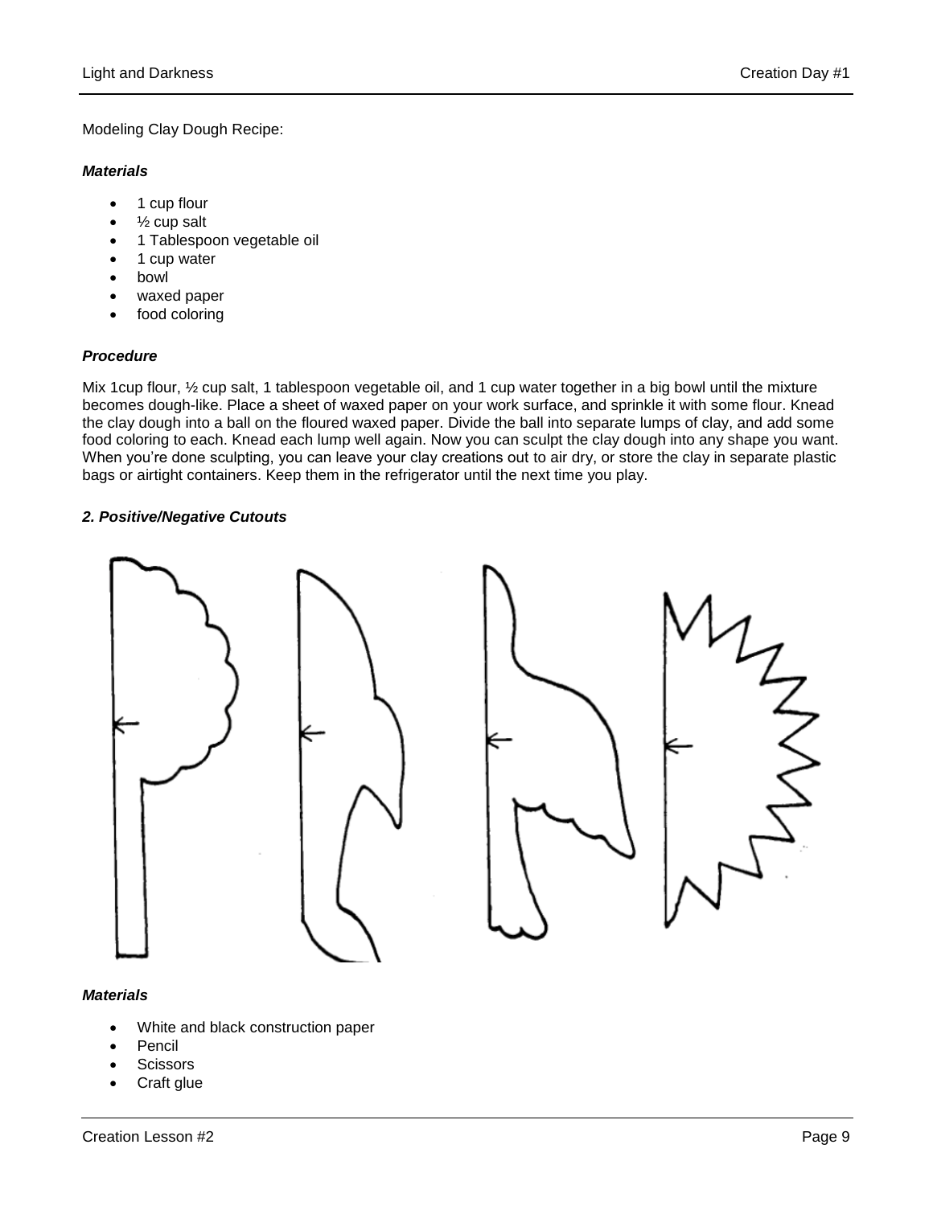Modeling Clay Dough Recipe:

***Materials***

- 1 cup flour
- ½ cup salt
- 1 Tablespoon vegetable oil
- 1 cup water
- bowl
- waxed paper
- food coloring

***Procedure***

Mix 1cup flour, ½ cup salt, 1 tablespoon vegetable oil, and 1 cup water together in a big bowl until the mixture becomes dough-like. Place a sheet of waxed paper on your work surface, and sprinkle it with some flour. Knead the clay dough into a ball on the floured waxed paper. Divide the ball into separate lumps of clay, and add some food coloring to each. Knead each lump well again. Now you can sculpt the clay dough into any shape you want. When you're done sculpting, you can leave your clay creations out to air dry, or store the clay in separate plastic bags or airtight containers. Keep them in the refrigerator until the next time you play.

***2. Positive/Negative Cutouts***

***Materials***

- White and black construction paper
- Pencil
- Scissors
- Craft glue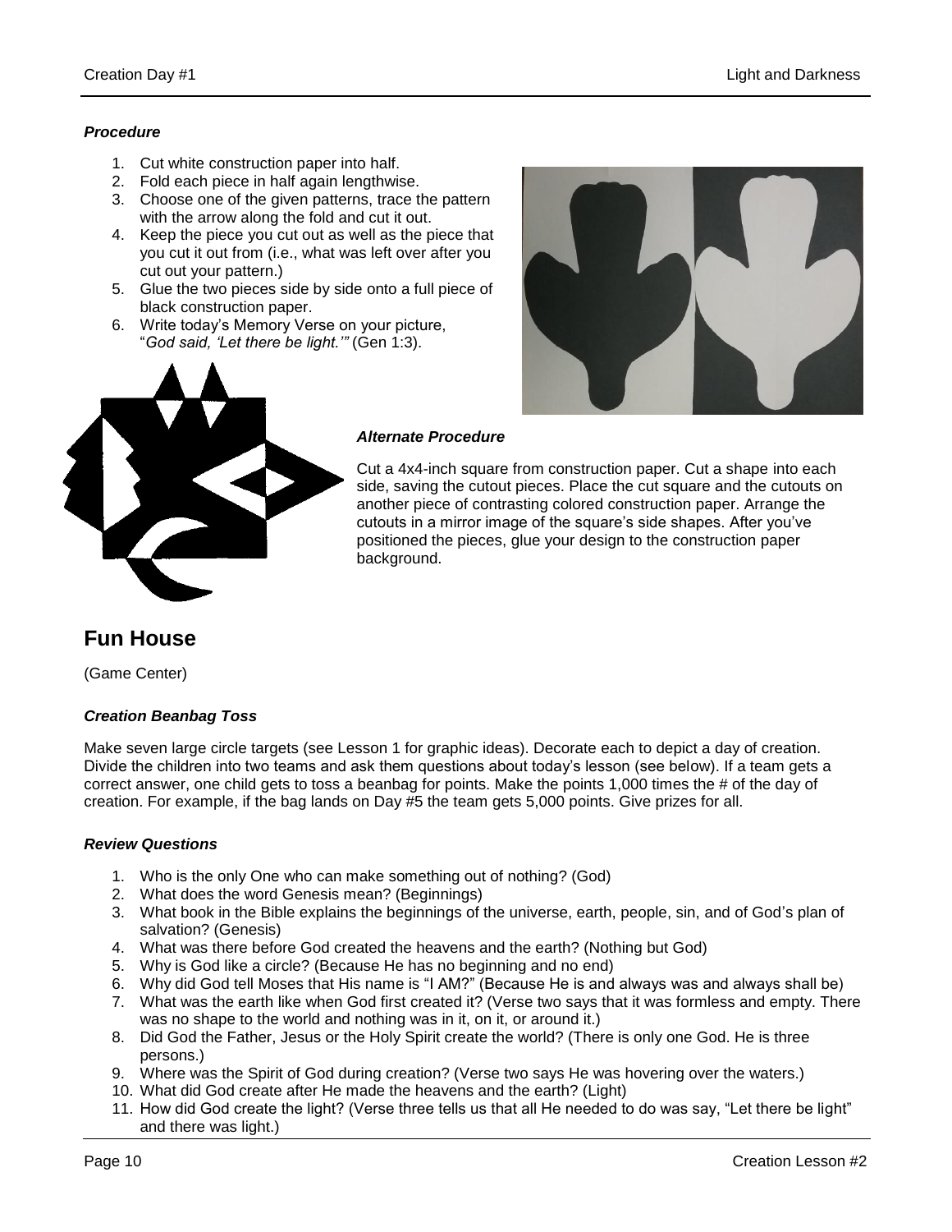### *Procedure*

1. Cut white construction paper into half.
2. Fold each piece in half again lengthwise.
3. Choose one of the given patterns, trace the pattern with the arrow along the fold and cut it out.
4. Keep the piece you cut out as well as the piece that you cut it out from (i.e., what was left over after you cut out your pattern.)
5. Glue the two pieces side by side onto a full piece of black construction paper.
6. Write today's Memory Verse on your picture, "*God said, 'Let there be light.'*" (Gen 1:3).

### *Alternate Procedure*

Cut a 4x4-inch square from construction paper. Cut a shape into each side, saving the cutout pieces. Place the cut square and the cutouts on another piece of contrasting colored construction paper. Arrange the cutouts in a mirror image of the square's side shapes. After you've positioned the pieces, glue your design to the construction paper background.

## Fun House

(Game Center)

### *Creation Beanbag Toss*

Make seven large circle targets (see Lesson 1 for graphic ideas). Decorate each to depict a day of creation. Divide the children into two teams and ask them questions about today's lesson (see below). If a team gets a correct answer, one child gets to toss a beanbag for points. Make the points 1,000 times the # of the day of creation. For example, if the bag lands on Day #5 the team gets 5,000 points. Give prizes for all.

### *Review Questions*

1. Who is the only One who can make something out of nothing? (God)
2. What does the word Genesis mean? (Beginnings)
3. What book in the Bible explains the beginnings of the universe, earth, people, sin, and of God's plan of salvation? (Genesis)
4. What was there before God created the heavens and the earth? (Nothing but God)
5. Why is God like a circle? (Because He has no beginning and no end)
6. Why did God tell Moses that His name is "I AM?" (Because He is and always was and always shall be)
7. What was the earth like when God first created it? (Verse two says that it was formless and empty. There was no shape to the world and nothing was in it, on it, or around it.)
8. Did God the Father, Jesus or the Holy Spirit create the world? (There is only one God. He is three persons.)
9. Where was the Spirit of God during creation? (Verse two says He was hovering over the waters.)
10. What did God create after He made the heavens and the earth? (Light)
11. How did God create the light? (Verse three tells us that all He needed to do was say, "Let there be light" and there was light.)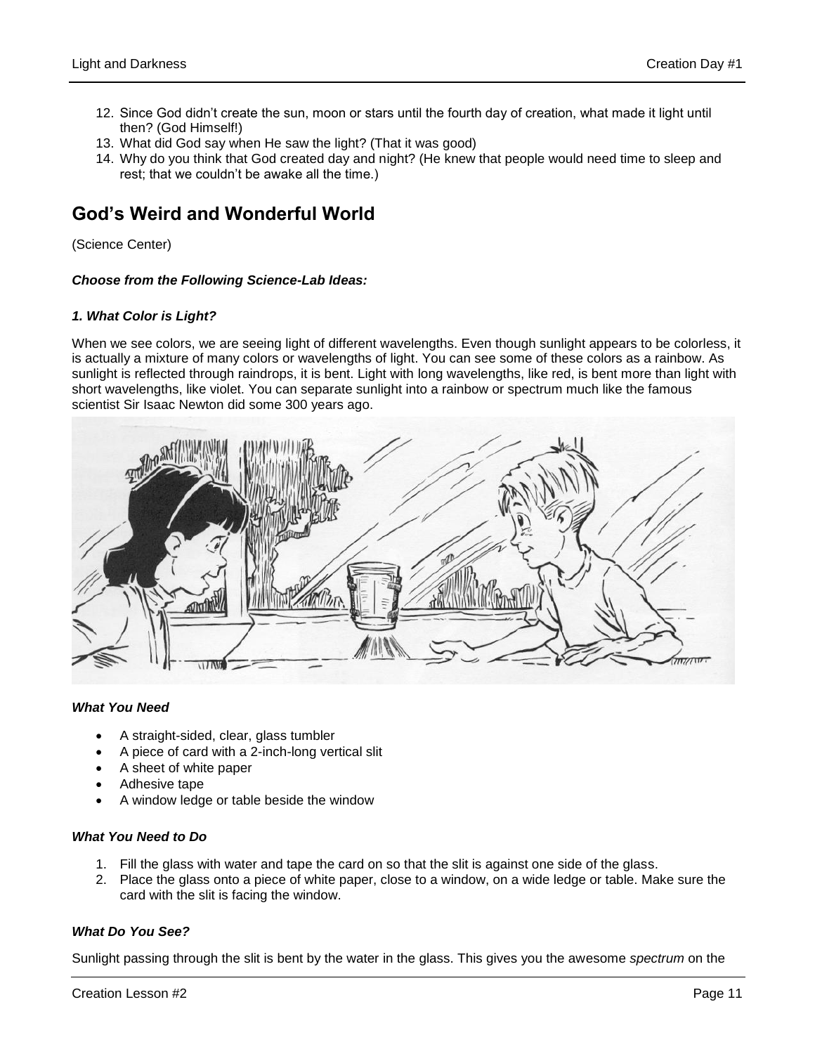12. Since God didn't create the sun, moon or stars until the fourth day of creation, what made it light until then? (God Himself!)
13. What did God say when He saw the light? (That it was good)
14. Why do you think that God created day and night? (He knew that people would need time to sleep and rest; that we couldn't be awake all the time.)

## God's Weird and Wonderful World

(Science Center)

***Choose from the Following Science-Lab Ideas:***

***1. What Color is Light?***

When we see colors, we are seeing light of different wavelengths. Even though sunlight appears to be colorless, it is actually a mixture of many colors or wavelengths of light. You can see some of these colors as a rainbow. As sunlight is reflected through raindrops, it is bent. Light with long wavelengths, like red, is bent more than light with short wavelengths, like violet. You can separate sunlight into a rainbow or spectrum much like the famous scientist Sir Isaac Newton did some 300 years ago.

***What You Need***

- A straight-sided, clear, glass tumbler
- A piece of card with a 2-inch-long vertical slit
- A sheet of white paper
- Adhesive tape
- A window ledge or table beside the window

***What You Need to Do***

1. Fill the glass with water and tape the card on so that the slit is against one side of the glass.
2. Place the glass onto a piece of white paper, close to a window, on a wide ledge or table. Make sure the card with the slit is facing the window.

***What Do You See?***

Sunlight passing through the slit is bent by the water in the glass. This gives you the awesome *spectrum* on the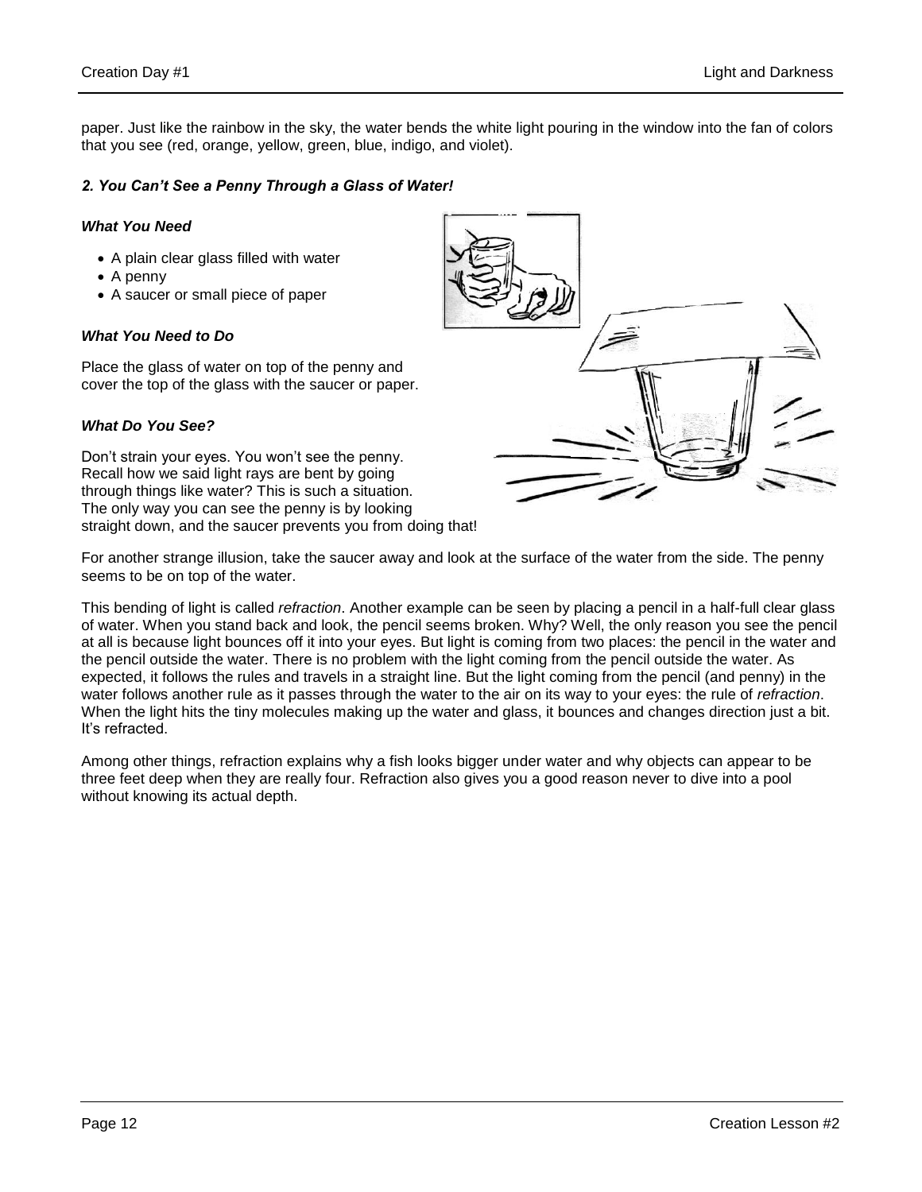paper. Just like the rainbow in the sky, the water bends the white light pouring in the window into the fan of colors that you see (red, orange, yellow, green, blue, indigo, and violet).

### *2. You Can't See a Penny Through a Glass of Water!*

#### *What You Need*

- A plain clear glass filled with water
- A penny
- A saucer or small piece of paper

#### *What You Need to Do*

Place the glass of water on top of the penny and cover the top of the glass with the saucer or paper.

#### *What Do You See?*

Don't strain your eyes. You won't see the penny. Recall how we said light rays are bent by going through things like water? This is such a situation. The only way you can see the penny is by looking straight down, and the saucer prevents you from doing that!

For another strange illusion, take the saucer away and look at the surface of the water from the side. The penny seems to be on top of the water.

This bending of light is called *refraction*. Another example can be seen by placing a pencil in a half-full clear glass of water. When you stand back and look, the pencil seems broken. Why? Well, the only reason you see the pencil at all is because light bounces off it into your eyes. But light is coming from two places: the pencil in the water and the pencil outside the water. There is no problem with the light coming from the pencil outside the water. As expected, it follows the rules and travels in a straight line. But the light coming from the pencil (and penny) in the water follows another rule as it passes through the water to the air on its way to your eyes: the rule of *refraction*. When the light hits the tiny molecules making up the water and glass, it bounces and changes direction just a bit. It's refracted.

Among other things, refraction explains why a fish looks bigger under water and why objects can appear to be three feet deep when they are really four. Refraction also gives you a good reason never to dive into a pool without knowing its actual depth.